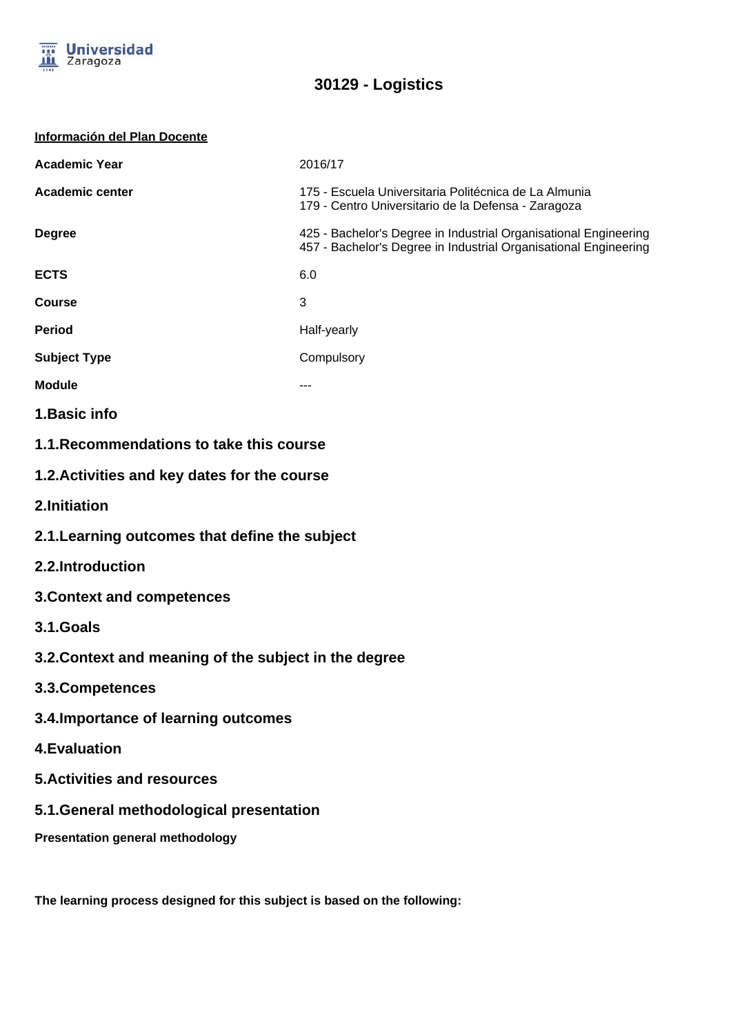# 30129 - Logistics

**Información del Plan Docente**

| | |
|---|---|
| **Academic Year** | 2016/17 |
| **Academic center** | 175 - Escuela Universitaria Politécnica de La Almunia<br>179 - Centro Universitario de la Defensa - Zaragoza |
| **Degree** | 425 - Bachelor's Degree in Industrial Organisational Engineering<br>457 - Bachelor's Degree in Industrial Organisational Engineering |
| **ECTS** | 6.0 |
| **Course** | 3 |
| **Period** | Half-yearly |
| **Subject Type** | Compulsory |
| **Module** | --- |

## 1.Basic info

### 1.1.Recommendations to take this course

### 1.2.Activities and key dates for the course

## 2.Initiation

### 2.1.Learning outcomes that define the subject

### 2.2.Introduction

## 3.Context and competences

### 3.1.Goals

### 3.2.Context and meaning of the subject in the degree

### 3.3.Competences

### 3.4.Importance of learning outcomes

## 4.Evaluation

## 5.Activities and resources

### 5.1.General methodological presentation

**Presentation general methodology**

**The learning process designed for this subject is based on the following:**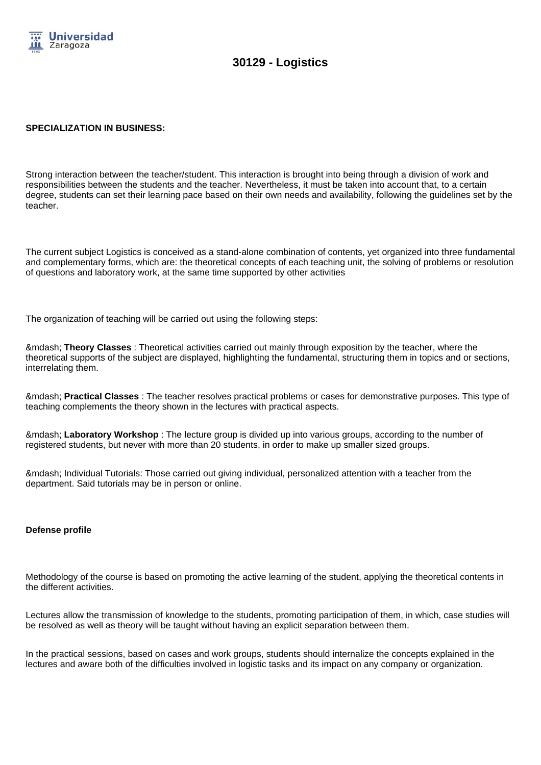# 30129 - Logistics

**SPECIALIZATION IN BUSINESS:**

Strong interaction between the teacher/student. This interaction is brought into being through a division of work and responsibilities between the students and the teacher. Nevertheless, it must be taken into account that, to a certain degree, students can set their learning pace based on their own needs and availability, following the guidelines set by the teacher.

The current subject Logistics is conceived as a stand-alone combination of contents, yet organized into three fundamental and complementary forms, which are: the theoretical concepts of each teaching unit, the solving of problems or resolution of questions and laboratory work, at the same time supported by other activities

The organization of teaching will be carried out using the following steps:

&mdash; **Theory Classes** : Theoretical activities carried out mainly through exposition by the teacher, where the theoretical supports of the subject are displayed, highlighting the fundamental, structuring them in topics and or sections, interrelating them.

&mdash; **Practical Classes** : The teacher resolves practical problems or cases for demonstrative purposes. This type of teaching complements the theory shown in the lectures with practical aspects.

&mdash; **Laboratory Workshop** : The lecture group is divided up into various groups, according to the number of registered students, but never with more than 20 students, in order to make up smaller sized groups.

&mdash; Individual Tutorials: Those carried out giving individual, personalized attention with a teacher from the department. Said tutorials may be in person or online.

**Defense profile**

Methodology of the course is based on promoting the active learning of the student, applying the theoretical contents in the different activities.

Lectures allow the transmission of knowledge to the students, promoting participation of them, in which, case studies will be resolved as well as theory will be taught without having an explicit separation between them.

In the practical sessions, based on cases and work groups, students should internalize the concepts explained in the lectures and aware both of the difficulties involved in logistic tasks and its impact on any company or organization.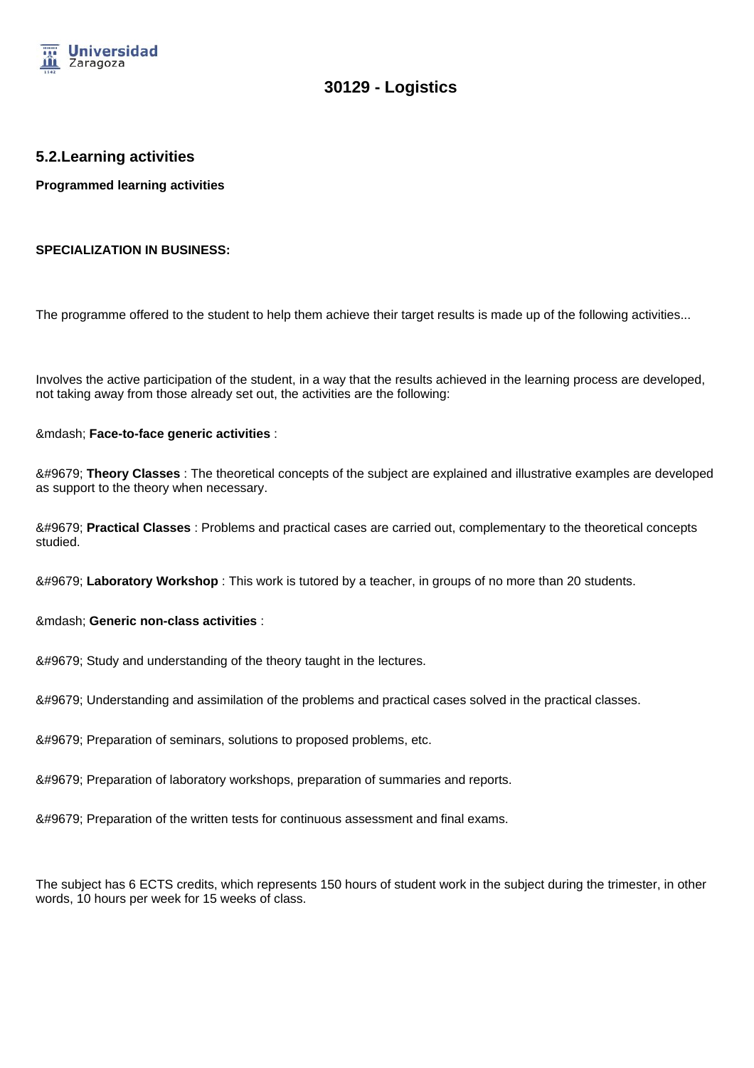# 30129 - Logistics

## 5.2.Learning activities

**Programmed learning activities**

**SPECIALIZATION IN BUSINESS:**

The programme offered to the student to help them achieve their target results is made up of the following activities...

Involves the active participation of the student, in a way that the results achieved in the learning process are developed, not taking away from those already set out, the activities are the following:

&mdash; **Face-to-face generic activities** :

&#9679; **Theory Classes** : The theoretical concepts of the subject are explained and illustrative examples are developed as support to the theory when necessary.

&#9679; **Practical Classes** : Problems and practical cases are carried out, complementary to the theoretical concepts studied.

&#9679; **Laboratory Workshop** : This work is tutored by a teacher, in groups of no more than 20 students.

&mdash; **Generic non-class activities** :

&#9679; Study and understanding of the theory taught in the lectures.

&#9679; Understanding and assimilation of the problems and practical cases solved in the practical classes.

&#9679; Preparation of seminars, solutions to proposed problems, etc.

&#9679; Preparation of laboratory workshops, preparation of summaries and reports.

&#9679; Preparation of the written tests for continuous assessment and final exams.

The subject has 6 ECTS credits, which represents 150 hours of student work in the subject during the trimester, in other words, 10 hours per week for 15 weeks of class.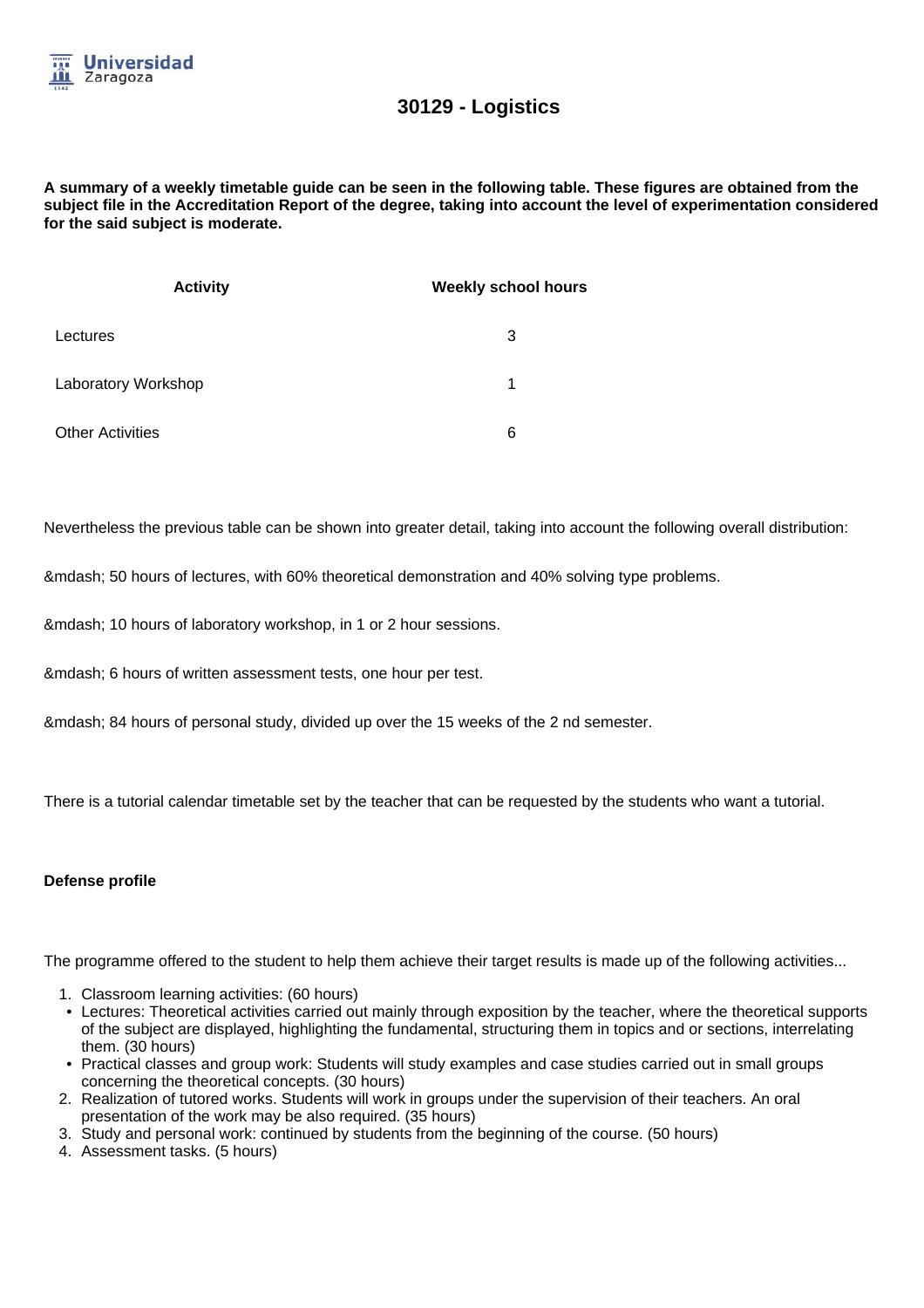# 30129 - Logistics

**A summary of a weekly timetable guide can be seen in the following table. These figures are obtained from the subject file in the Accreditation Report of the degree, taking into account the level of experimentation considered for the said subject is moderate.**

| Activity | Weekly school hours |
|---|---|
| Lectures | 3 |
| Laboratory Workshop | 1 |
| Other Activities | 6 |

Nevertheless the previous table can be shown into greater detail, taking into account the following overall distribution:

&mdash; 50 hours of lectures, with 60% theoretical demonstration and 40% solving type problems.

&mdash; 10 hours of laboratory workshop, in 1 or 2 hour sessions.

&mdash; 6 hours of written assessment tests, one hour per test.

&mdash; 84 hours of personal study, divided up over the 15 weeks of the 2 nd semester.

There is a tutorial calendar timetable set by the teacher that can be requested by the students who want a tutorial.

**Defense profile**

The programme offered to the student to help them achieve their target results is made up of the following activities...

1. Classroom learning activities: (60 hours)
   - Lectures: Theoretical activities carried out mainly through exposition by the teacher, where the theoretical supports of the subject are displayed, highlighting the fundamental, structuring them in topics and or sections, interrelating them. (30 hours)
   - Practical classes and group work: Students will study examples and case studies carried out in small groups concerning the theoretical concepts. (30 hours)
2. Realization of tutored works. Students will work in groups under the supervision of their teachers. An oral presentation of the work may be also required. (35 hours)
3. Study and personal work: continued by students from the beginning of the course. (50 hours)
4. Assessment tasks. (5 hours)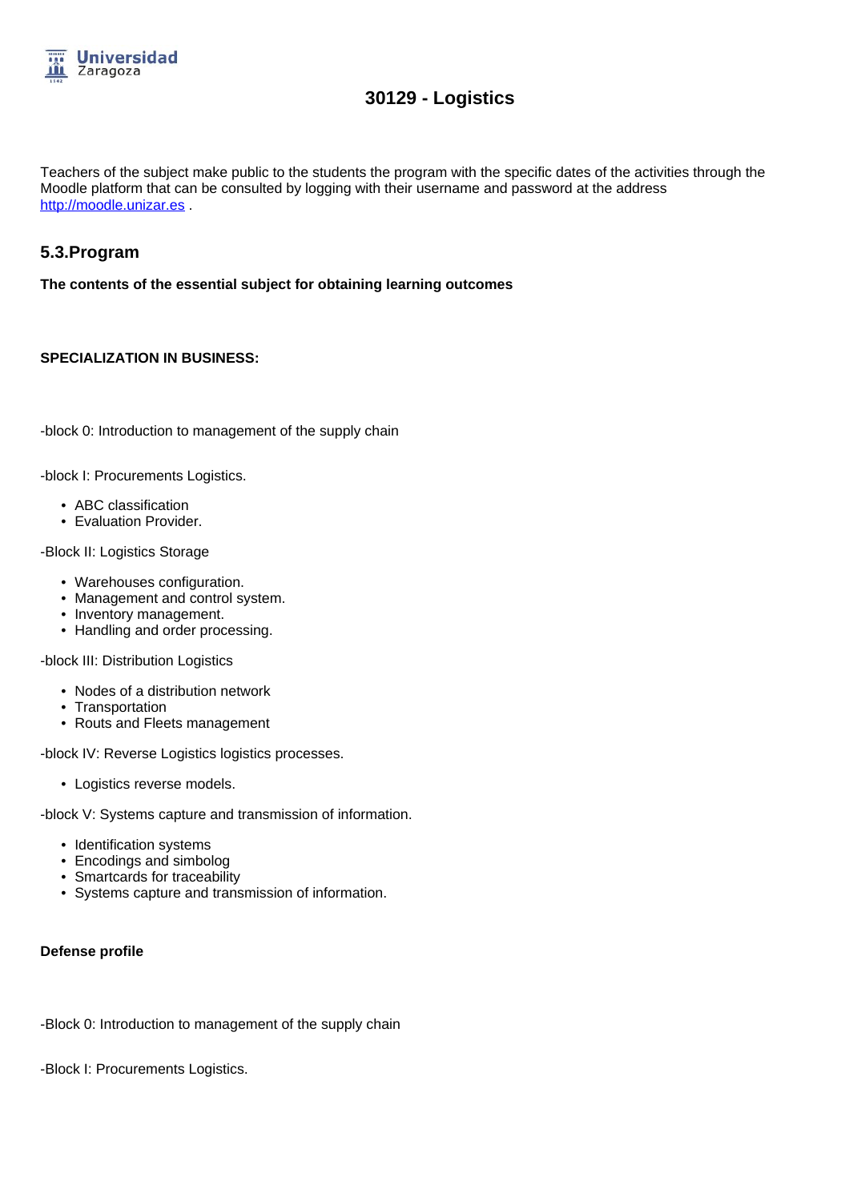# 30129 - Logistics

Teachers of the subject make public to the students the program with the specific dates of the activities through the Moodle platform that can be consulted by logging with their username and password at the address http://moodle.unizar.es .

## 5.3.Program

**The contents of the essential subject for obtaining learning outcomes**

**SPECIALIZATION IN BUSINESS:**

-block 0: Introduction to management of the supply chain

-block I: Procurements Logistics.

- ABC classification
- Evaluation Provider.

-Block II: Logistics Storage

- Warehouses configuration.
- Management and control system.
- Inventory management.
- Handling and order processing.

-block III: Distribution Logistics

- Nodes of a distribution network
- Transportation
- Routs and Fleets management

-block IV: Reverse Logistics logistics processes.

- Logistics reverse models.

-block V: Systems capture and transmission of information.

- Identification systems
- Encodings and simbolog
- Smartcards for traceability
- Systems capture and transmission of information.

**Defense profile**

-Block 0: Introduction to management of the supply chain

-Block I: Procurements Logistics.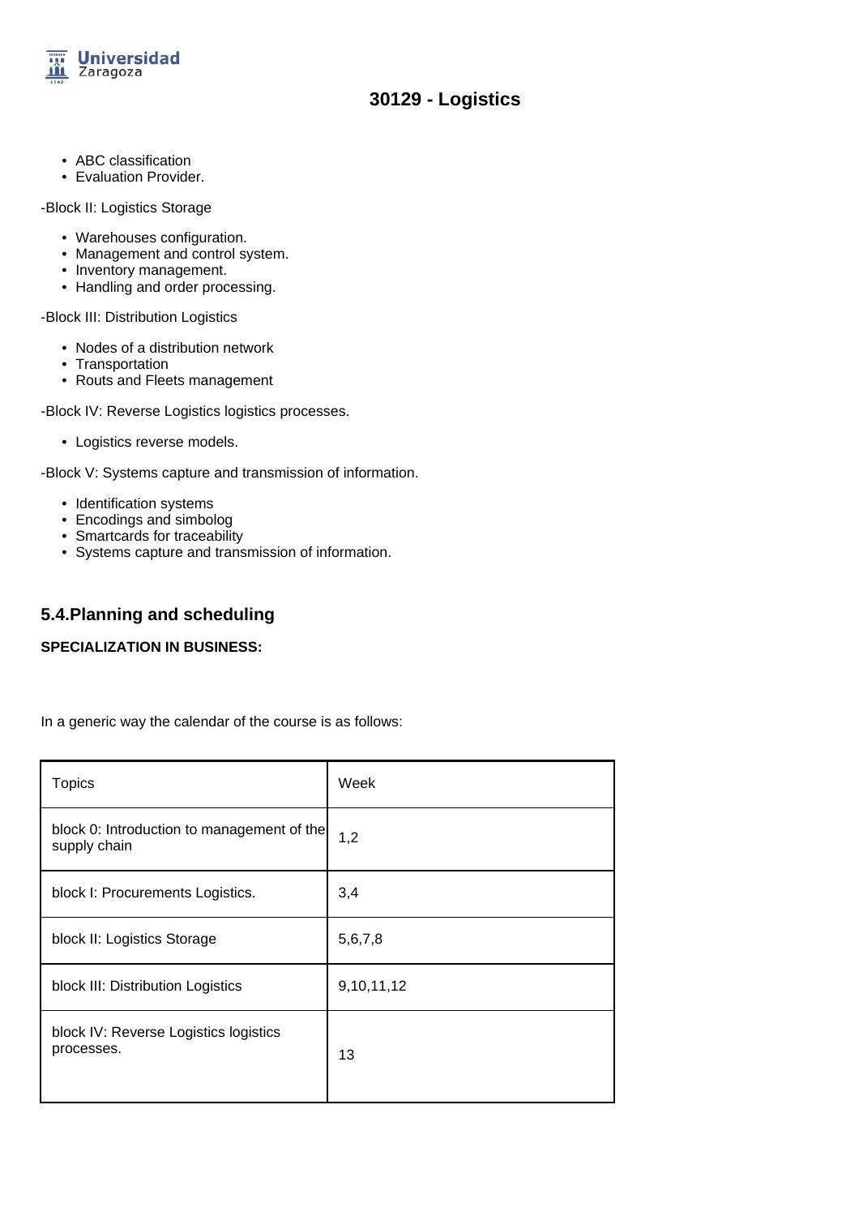- ABC classification
- Evaluation Provider.

-Block II: Logistics Storage

- Warehouses configuration.
- Management and control system.
- Inventory management.
- Handling and order processing.

-Block III: Distribution Logistics

- Nodes of a distribution network
- Transportation
- Routs and Fleets management

-Block IV: Reverse Logistics logistics processes.

- Logistics reverse models.

-Block V: Systems capture and transmission of information.

- Identification systems
- Encodings and simbolog
- Smartcards for traceability
- Systems capture and transmission of information.

## 5.4.Planning and scheduling

**SPECIALIZATION IN BUSINESS:**

In a generic way the calendar of the course is as follows:

| Topics | Week |
|---|---|
| block 0: Introduction to management of the supply chain | 1,2 |
| block I: Procurements Logistics. | 3,4 |
| block II: Logistics Storage | 5,6,7,8 |
| block III: Distribution Logistics | 9,10,11,12 |
| block IV: Reverse Logistics logistics processes. | 13 |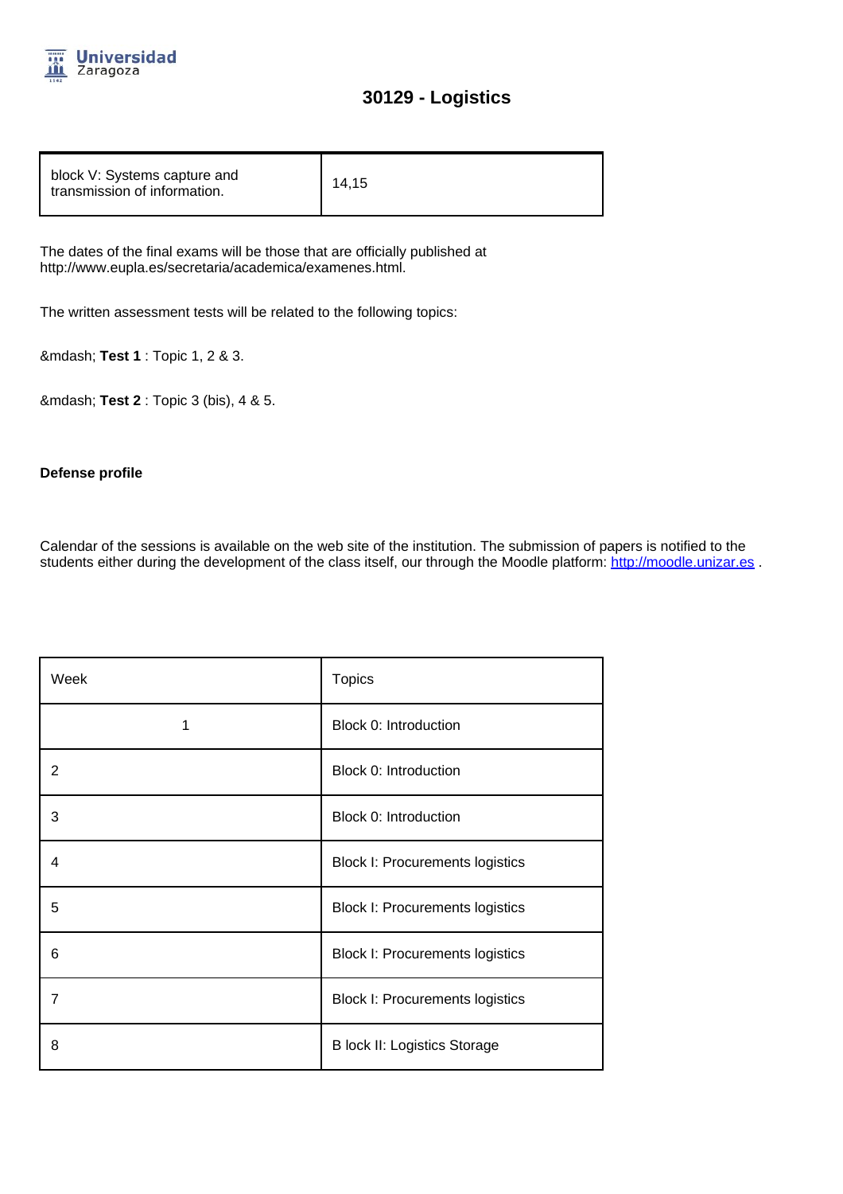| block V: Systems capture and transmission of information. | 14,15 |
|---|---|

The dates of the final exams will be those that are officially published at http://www.eupla.es/secretaria/academica/examenes.html.

The written assessment tests will be related to the following topics:

&mdash; **Test 1** : Topic 1, 2 & 3.

&mdash; **Test 2** : Topic 3 (bis), 4 & 5.

**Defense profile**

Calendar of the sessions is available on the web site of the institution. The submission of papers is notified to the students either during the development of the class itself, our through the Moodle platform: [http://moodle.unizar.es](http://moodle.unizar.es) .

| Week | Topics |
|---|---|
| 1 | Block 0: Introduction |
| 2 | Block 0: Introduction |
| 3 | Block 0: Introduction |
| 4 | Block I: Procurements logistics |
| 5 | Block I: Procurements logistics |
| 6 | Block I: Procurements logistics |
| 7 | Block I: Procurements logistics |
| 8 | B lock II: Logistics Storage |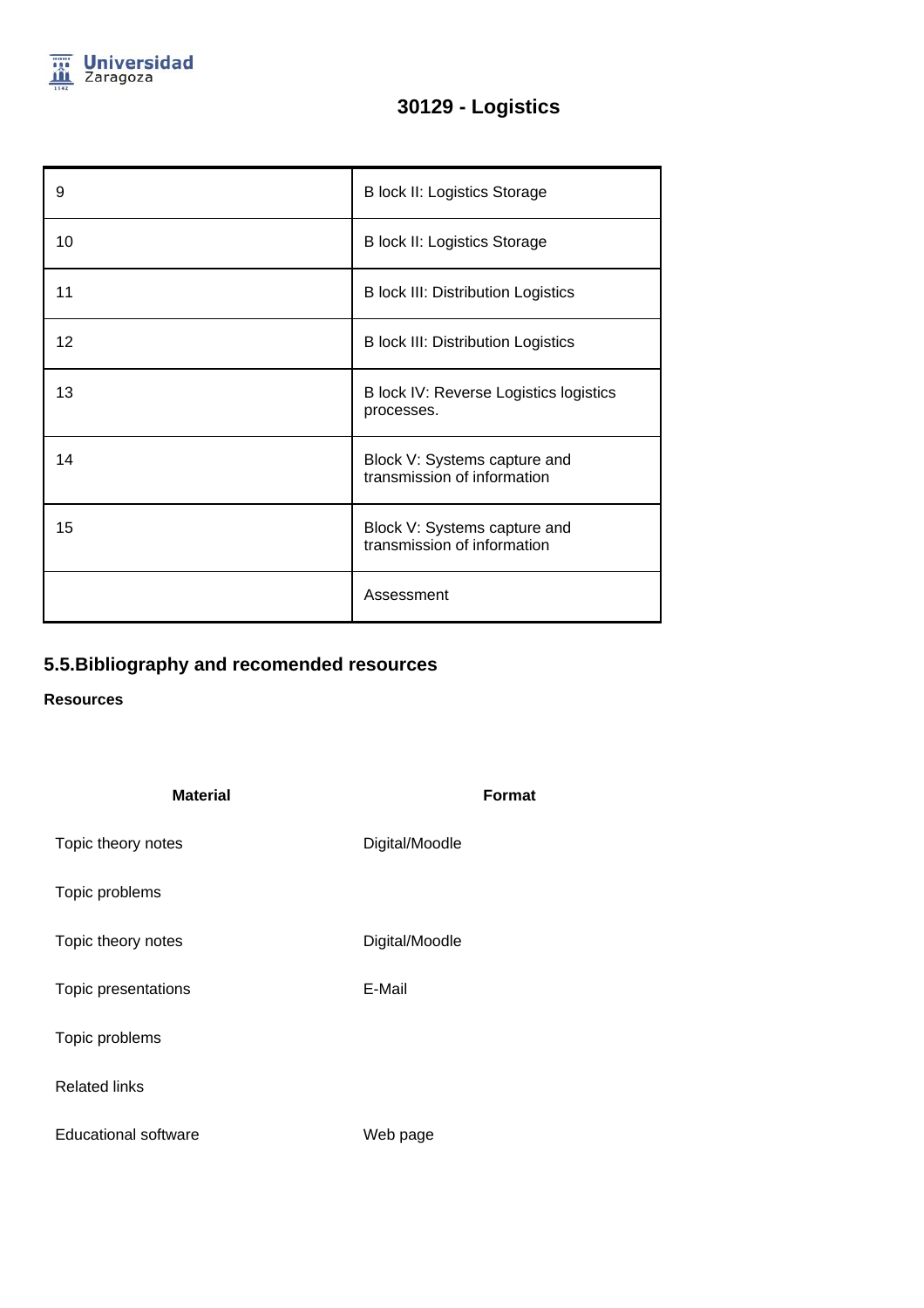# 30129 - Logistics

| | |
|---|---|
| 9 | B lock II: Logistics Storage |
| 10 | B lock II: Logistics Storage |
| 11 | B lock III: Distribution Logistics |
| 12 | B lock III: Distribution Logistics |
| 13 | B lock IV: Reverse Logistics logistics processes. |
| 14 | Block V: Systems capture and transmission of information |
| 15 | Block V: Systems capture and transmission of information |
| | Assessment |

## 5.5.Bibliography and recomended resources

**Resources**

| Material | Format |
|---|---|
| Topic theory notes | Digital/Moodle |
| Topic problems | |
| Topic theory notes | Digital/Moodle |
| Topic presentations | E-Mail |
| Topic problems | |
| Related links | |
| Educational software | Web page |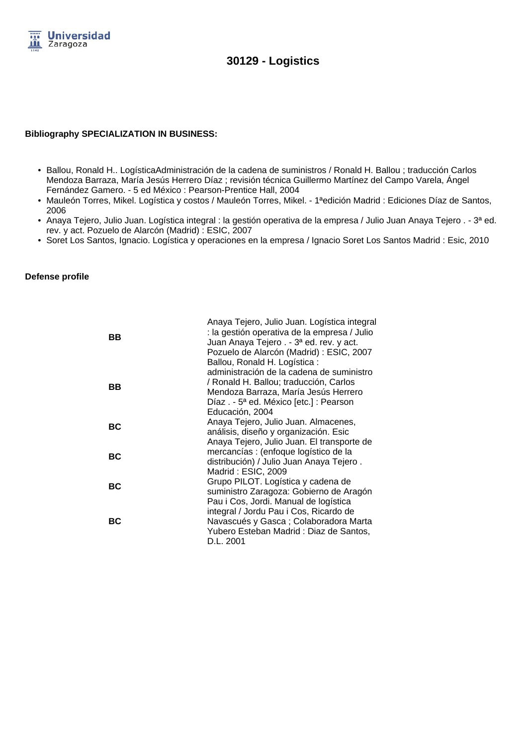# 30129 - Logistics

**Bibliography SPECIALIZATION IN BUSINESS:**

- Ballou, Ronald H.. LogísticaAdministración de la cadena de suministros / Ronald H. Ballou ; traducción Carlos Mendoza Barraza, María Jesús Herrero Díaz ; revisión técnica Guillermo Martínez del Campo Varela, Ángel Fernández Gamero. - 5 ed México : Pearson-Prentice Hall, 2004
- Mauleón Torres, Mikel. Logística y costos / Mauleón Torres, Mikel. - 1ªedición Madrid : Ediciones Díaz de Santos, 2006
- Anaya Tejero, Julio Juan. Logística integral : la gestión operativa de la empresa / Julio Juan Anaya Tejero . - 3ª ed. rev. y act. Pozuelo de Alarcón (Madrid) : ESIC, 2007
- Soret Los Santos, Ignacio. Logística y operaciones en la empresa / Ignacio Soret Los Santos Madrid : Esic, 2010

**Defense profile**

| | |
|---|---|
| **BB** | Anaya Tejero, Julio Juan. Logística integral : la gestión operativa de la empresa / Julio Juan Anaya Tejero . - 3ª ed. rev. y act. Pozuelo de Alarcón (Madrid) : ESIC, 2007 |
| **BB** | Ballou, Ronald H. Logística : administración de la cadena de suministro / Ronald H. Ballou; traducción, Carlos Mendoza Barraza, María Jesús Herrero Díaz . - 5ª ed. México [etc.] : Pearson Educación, 2004 |
| **BC** | Anaya Tejero, Julio Juan. Almacenes, análisis, diseño y organización. Esic |
| **BC** | Anaya Tejero, Julio Juan. El transporte de mercancías : (enfoque logístico de la distribución) / Julio Juan Anaya Tejero . Madrid : ESIC, 2009 |
| **BC** | Grupo PILOT. Logística y cadena de suministro Zaragoza: Gobierno de Aragón |
| **BC** | Pau i Cos, Jordi. Manual de logística integral / Jordu Pau i Cos, Ricardo de Navascués y Gasca ; Colaboradora Marta Yubero Esteban Madrid : Diaz de Santos, D.L. 2001 |